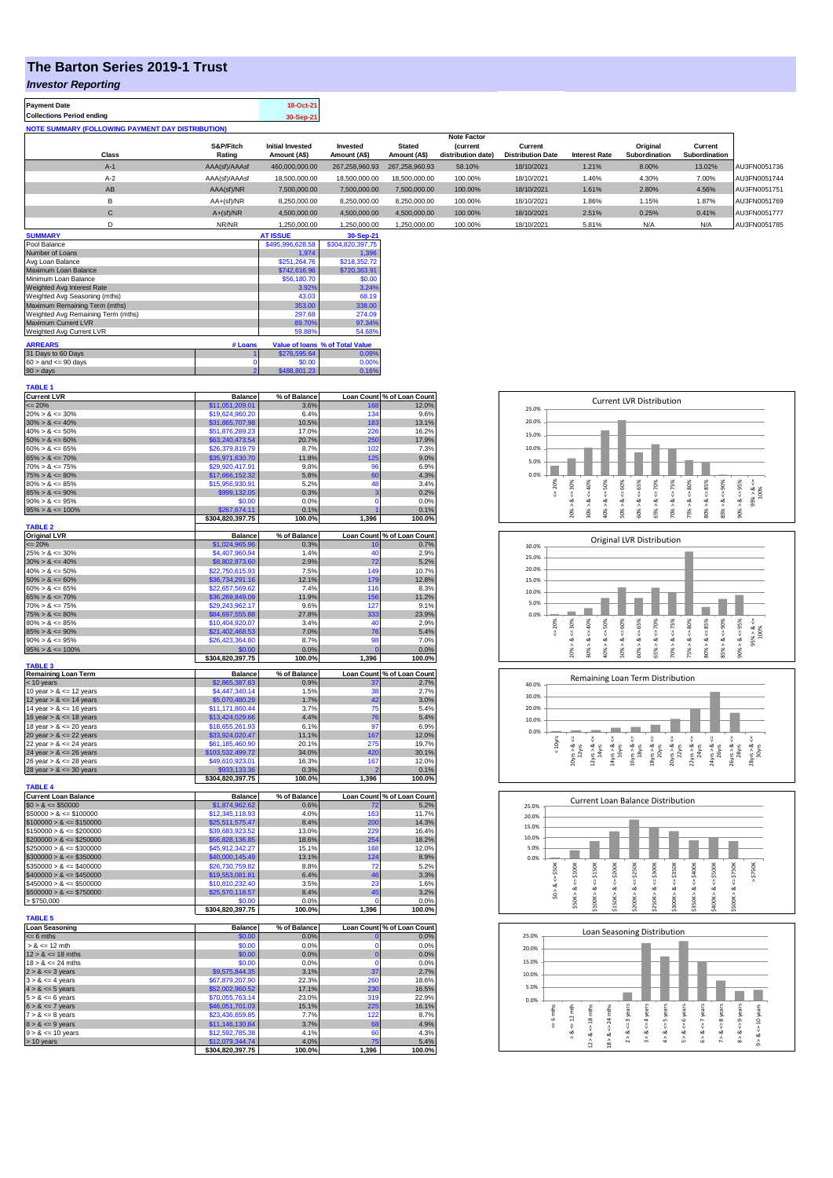# The Barton Series 2019-1 Trust

## *Investor Reporting*

| Payment Date | 18-Oct-21 |
|---|---|
| Collections Period ending | 30-Sep-21 |

**NOTE SUMMARY (FOLLOWING PAYMENT DAY DISTRIBUTION)**

| Class | S&P/Fitch Rating | Initial Invested Amount (A$) | Invested Amount (A$) | Stated Amount (A$) | Note Factor (current distribution date) | Current Distribution Date | Interest Rate | Original Subordination | Current Subordination | |
|---|---|---|---|---|---|---|---|---|---|---|
| A-1 | AAA(sf)/AAAsf | 460,000,000.00 | 267,258,960.93 | 267,258,960.93 | 58.10% | 18/10/2021 | 1.21% | 8.00% | 13.02% | AU3FN0051736 |
| A-2 | AAA(sf)/AAAsf | 18,500,000.00 | 18,500,000.00 | 18,500,000.00 | 100.00% | 18/10/2021 | 1.46% | 4.30% | 7.00% | AU3FN0051744 |
| AB | AAA(sf)/NR | 7,500,000.00 | 7,500,000.00 | 7,500,000.00 | 100.00% | 18/10/2021 | 1.61% | 2.80% | 4.56% | AU3FN0051751 |
| B | AA+(sf)/NR | 8,250,000.00 | 8,250,000.00 | 8,250,000.00 | 100.00% | 18/10/2021 | 1.86% | 1.15% | 1.87% | AU3FN0051769 |
| C | A+(sf)/NR | 4,500,000.00 | 4,500,000.00 | 4,500,000.00 | 100.00% | 18/10/2021 | 2.51% | 0.25% | 0.41% | AU3FN0051777 |
| D | NR/NR | 1,250,000.00 | 1,250,000.00 | 1,250,000.00 | 100.00% | 18/10/2021 | 5.81% | N/A | N/A | AU3FN0051785 |

| SUMMARY | AT ISSUE | 30-Sep-21 |
|---|---|---|
| Pool Balance | $495,996,628.58 | $304,820,397.75 |
| Number of Loans | 1,974 | 1,396 |
| Avg Loan Balance | $251,264.76 | $218,352.72 |
| Maximum Loan Balance | $742,616.96 | $720,363.91 |
| Minimum Loan Balance | $56,180.70 | $0.00 |
| Weighted Avg Interest Rate | 3.92% | 3.24% |
| Weighted Avg Seasoning (mths) | 43.03 | 68.19 |
| Maximum Remaining Term (mths) | 353.00 | 338.00 |
| Weighted Avg Remaining Term (mths) | 297.68 | 274.09 |
| Maximum Current LVR | 89.70% | 97.34% |
| Weighted Avg Current LVR | 59.88% | 54.68% |

| ARREARS | # Loans | Value of loans | % of Total Value |
|---|---|---|---|
| 31 Days to 60 Days | 1 | $276,595.64 | 0.09% |
| 60 > and <= 90 days | 0 | $0.00 | 0.00% |
| 90 > days | 2 | $488,801.23 | 0.16% |

**TABLE 1**

| Current LVR | Balance | % of Balance | Loan Count | % of Loan Count |
|---|---|---|---|---|
| <= 20% | $11,051,209.01 | 3.6% | 168 | 12.0% |
| 20% > & <= 30% | $19,624,960.20 | 6.4% | 134 | 9.6% |
| 30% > & <= 40% | $31,865,707.98 | 10.5% | 183 | 13.1% |
| 40% > & <= 50% | $51,876,289.23 | 17.0% | 226 | 16.2% |
| 50% > & <= 60% | $63,240,473.54 | 20.7% | 250 | 17.9% |
| 60% > & <= 65% | $26,379,819.79 | 8.7% | 102 | 7.3% |
| 65% > & <= 70% | $35,971,630.70 | 11.8% | 125 | 9.0% |
| 70% > & <= 75% | $29,920,417.91 | 9.8% | 96 | 6.9% |
| 75% > & <= 80% | $17,666,152.32 | 5.8% | 60 | 4.3% |
| 80% > & <= 85% | $15,956,930.91 | 5.2% | 48 | 3.4% |
| 85% > & <= 90% | $999,132.05 | 0.3% | 3 | 0.2% |
| 90% > & <= 95% | $0.00 | 0.0% | 0 | 0.0% |
| 95% > & <= 100% | $267,674.11 | 0.1% | 1 | 0.1% |
| | $304,820,397.75 | 100.0% | 1,396 | 100.0% |

**TABLE 2**

| Original LVR | Balance | % of Balance | Loan Count | % of Loan Count |
|---|---|---|---|---|
| <= 20% | $1,024,965.96 | 0.3% | 10 | 0.7% |
| 25% > & <= 30% | $4,407,960.94 | 1.4% | 40 | 2.9% |
| 30% > & <= 40% | $8,802,873.60 | 2.9% | 72 | 5.2% |
| 40% > & <= 50% | $22,750,615.93 | 7.5% | 149 | 10.7% |
| 50% > & <= 60% | $36,734,291.16 | 12.1% | 179 | 12.8% |
| 60% > & <= 65% | $22,657,569.62 | 7.4% | 116 | 8.3% |
| 65% > & <= 70% | $36,269,849.09 | 11.9% | 156 | 11.2% |
| 70% > & <= 75% | $29,243,962.17 | 9.6% | 127 | 9.1% |
| 75% > & <= 80% | $84,697,555.88 | 27.8% | 333 | 23.9% |
| 80% > & <= 85% | $10,404,920.07 | 3.4% | 40 | 2.9% |
| 85% > & <= 90% | $21,402,468.53 | 7.0% | 76 | 5.4% |
| 90% > & <= 95% | $26,423,364.80 | 8.7% | 98 | 7.0% |
| 95% > & <= 100% | $0.00 | 0.0% | 0 | 0.0% |
| | $304,820,397.75 | 100.0% | 1,396 | 100.0% |

**TABLE 3**

| Remaining Loan Term | Balance | % of Balance | Loan Count | % of Loan Count |
|---|---|---|---|---|
| < 10 years | $2,865,387.83 | 0.9% | 37 | 2.7% |
| 10 year > & <= 12 years | $4,447,340.14 | 1.5% | 38 | 2.7% |
| 12 year > & <= 14 years | $5,070,480.29 | 1.7% | 42 | 3.0% |
| 14 year > & <= 16 years | $11,171,860.44 | 3.7% | 75 | 5.4% |
| 16 year > & <= 18 years | $13,424,029.66 | 4.4% | 76 | 5.4% |
| 18 year > & <= 20 years | $18,655,261.93 | 6.1% | 97 | 6.9% |
| 20 year > & <= 22 years | $33,924,020.47 | 11.1% | 167 | 12.0% |
| 22 year > & <= 24 years | $61,185,460.90 | 20.1% | 275 | 19.7% |
| 24 year > & <= 26 years | $103,532,499.72 | 34.0% | 420 | 30.1% |
| 26 year > & <= 28 years | $49,610,923.01 | 16.3% | 167 | 12.0% |
| 28 year > & <= 30 years | $933,133.36 | 0.3% | 2 | 0.1% |
| | $304,820,397.75 | 100.0% | 1,396 | 100.0% |

**TABLE 4**

| Current Loan Balance | Balance | % of Balance | Loan Count | % of Loan Count |
|---|---|---|---|---|
| $0 > & <= $50000 | $1,874,962.62 | 0.6% | 72 | 5.2% |
| $50000 > & <= $100000 | $12,345,118.93 | 4.0% | 163 | 11.7% |
| $100000 > & <= $150000 | $25,511,575.47 | 8.4% | 200 | 14.3% |
| $150000 > & <= $200000 | $39,683,923.52 | 13.0% | 229 | 16.4% |
| $200000 > & <= $250000 | $56,828,136.85 | 18.6% | 254 | 18.2% |
| $250000 > & <= $300000 | $45,912,342.27 | 15.1% | 168 | 12.0% |
| $300000 > & <= $350000 | $40,000,145.49 | 13.1% | 124 | 8.9% |
| $350000 > & <= $400000 | $26,730,759.82 | 8.8% | 72 | 5.2% |
| $400000 > & <= $450000 | $19,553,081.81 | 6.4% | 46 | 3.3% |
| $450000 > & <= $500000 | $10,810,232.40 | 3.5% | 23 | 1.6% |
| $500000 > & <= $750000 | $25,570,118.57 | 8.4% | 45 | 3.2% |
| > $750,000 | $0.00 | 0.0% | 0 | 0.0% |
| | $304,820,397.75 | 100.0% | 1,396 | 100.0% |

**TABLE 5**

| Loan Seasoning | Balance | % of Balance | Loan Count | % of Loan Count |
|---|---|---|---|---|
| <= 6 mths | $0.00 | 0.0% | 0 | 0.0% |
| > & <= 12 mth | $0.00 | 0.0% | 0 | 0.0% |
| 12 > & <= 18 mths | $0.00 | 0.0% | 0 | 0.0% |
| 18 > & <= 24 mths | $0.00 | 0.0% | 0 | 0.0% |
| 2 > & <= 3 years | $9,575,844.35 | 3.1% | 37 | 2.7% |
| 3 > & <= 4 years | $67,879,207.90 | 22.3% | 260 | 18.6% |
| 4 > & <= 5 years | $52,002,960.52 | 17.1% | 230 | 16.5% |
| 5 > & <= 6 years | $70,055,763.14 | 23.0% | 319 | 22.9% |
| 6 > & <= 7 years | $46,051,701.03 | 15.1% | 225 | 16.1% |
| 7 > & <= 8 years | $23,436,659.85 | 7.7% | 122 | 8.7% |
| 8 > & <= 9 years | $11,146,130.84 | 3.7% | 68 | 4.9% |
| 9 > & <= 10 years | $12,592,785.38 | 4.1% | 60 | 4.3% |
| > 10 years | $12,079,344.74 | 4.0% | 75 | 5.4% |
| | $304,820,397.75 | 100.0% | 1,396 | 100.0% |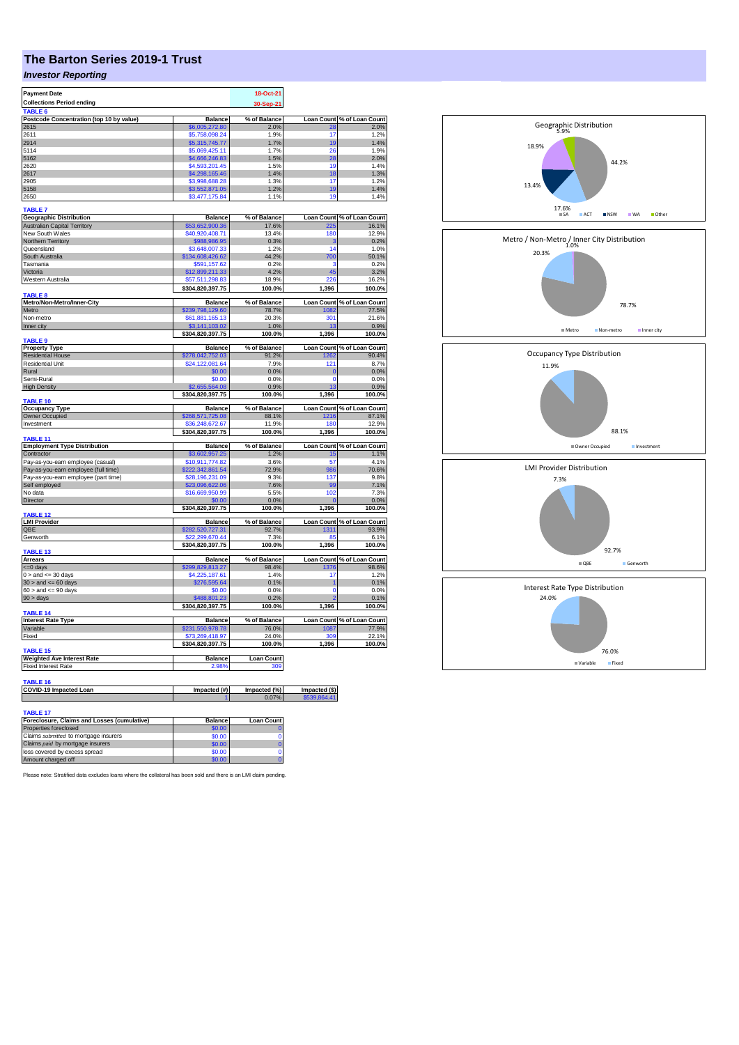# The Barton Series 2019-1 Trust

## *Investor Reporting*

| | |
|---|---|
| **Payment Date** | 18-Oct-21 |
| **Collections Period ending** | 30-Sep-21 |

**TABLE 6**

| Postcode Concentration (top 10 by value) | Balance | % of Balance | Loan Count | % of Loan Count |
|---|---|---|---|---|
| 2615 | $6,005,272.80 | 2.0% | 28 | 2.0% |
| 2611 | $5,758,098.24 | 1.9% | 17 | 1.2% |
| 2914 | $5,315,745.77 | 1.7% | 19 | 1.4% |
| 5114 | $5,069,425.11 | 1.7% | 26 | 1.9% |
| 5162 | $4,666,246.83 | 1.5% | 28 | 2.0% |
| 2620 | $4,593,201.45 | 1.5% | 19 | 1.4% |
| 2617 | $4,298,165.46 | 1.4% | 18 | 1.3% |
| 2905 | $3,998,688.28 | 1.3% | 17 | 1.2% |
| 5158 | $3,552,871.05 | 1.2% | 19 | 1.4% |
| 2650 | $3,477,175.84 | 1.1% | 19 | 1.4% |

**TABLE 7**

| Geographic Distribution | Balance | % of Balance | Loan Count | % of Loan Count |
|---|---|---|---|---|
| Australian Capital Territory | $53,652,900.36 | 17.6% | 225 | 16.1% |
| New South Wales | $40,920,408.71 | 13.4% | 180 | 12.9% |
| Northern Territory | $988,986.95 | 0.3% | 3 | 0.2% |
| Queensland | $3,648,007.33 | 1.2% | 14 | 1.0% |
| South Australia | $134,608,426.62 | 44.2% | 700 | 50.1% |
| Tasmania | $591,157.62 | 0.2% | 3 | 0.2% |
| Victoria | $12,899,211.33 | 4.2% | 45 | 3.2% |
| Western Australia | $57,511,298.83 | 18.9% | 226 | 16.2% |
| | $304,820,397.75 | 100.0% | 1,396 | 100.0% |

**TABLE 8**

| Metro/Non-Metro/Inner-City | Balance | % of Balance | Loan Count | % of Loan Count |
|---|---|---|---|---|
| Metro | $239,798,129.60 | 78.7% | 1082 | 77.5% |
| Non-metro | $61,881,165.13 | 20.3% | 301 | 21.6% |
| Inner city | $3,141,103.02 | 1.0% | 13 | 0.9% |
| | $304,820,397.75 | 100.0% | 1,396 | 100.0% |

**TABLE 9**

| Property Type | Balance | % of Balance | Loan Count | % of Loan Count |
|---|---|---|---|---|
| Residential House | $278,042,752.03 | 91.2% | 1262 | 90.4% |
| Residential Unit | $24,122,081.64 | 7.9% | 121 | 8.7% |
| Rural | $0.00 | 0.0% | 0 | 0.0% |
| Semi-Rural | $0.00 | 0.0% | 0 | 0.0% |
| High Density | $2,655,564.08 | 0.9% | 13 | 0.9% |
| | $304,820,397.75 | 100.0% | 1,396 | 100.0% |

**TABLE 10**

| Occupancy Type | Balance | % of Balance | Loan Count | % of Loan Count |
|---|---|---|---|---|
| Owner Occupied | $268,571,725.08 | 88.1% | 1216 | 87.1% |
| Investment | $36,248,672.67 | 11.9% | 180 | 12.9% |
| | $304,820,397.75 | 100.0% | 1,396 | 100.0% |

**TABLE 11**

| Employment Type Distribution | Balance | % of Balance | Loan Count | % of Loan Count |
|---|---|---|---|---|
| Contractor | $3,602,957.25 | 1.2% | 15 | 1.1% |
| Pay-as-you-earn employee (casual) | $10,911,774.82 | 3.6% | 57 | 4.1% |
| Pay-as-you-earn employee (full time) | $222,342,861.54 | 72.9% | 986 | 70.6% |
| Pay-as-you-earn employee (part time) | $28,196,231.09 | 9.3% | 137 | 9.8% |
| Self employed | $23,096,622.06 | 7.6% | 99 | 7.1% |
| No data | $16,669,950.99 | 5.5% | 102 | 7.3% |
| Director | $0.00 | 0.0% | 0 | 0.0% |
| | $304,820,397.75 | 100.0% | 1,396 | 100.0% |

**TABLE 12**

| LMI Provider | Balance | % of Balance | Loan Count | % of Loan Count |
|---|---|---|---|---|
| QBE | $282,520,727.31 | 92.7% | 1311 | 93.9% |
| Genworth | $22,299,670.44 | 7.3% | 85 | 6.1% |
| | $304,820,397.75 | 100.0% | 1,396 | 100.0% |

**TABLE 13**

| Arrears | Balance | % of Balance | Loan Count | % of Loan Count |
|---|---|---|---|---|
| <=0 days | $299,829,813.27 | 98.4% | 1376 | 98.6% |
| 0 > and <= 30 days | $4,225,187.61 | 1.4% | 17 | 1.2% |
| 30 > and <= 60 days | $276,595.64 | 0.1% | 1 | 0.1% |
| 60 > and <= 90 days | $0.00 | 0.0% | 0 | 0.0% |
| 90 > days | $488,801.23 | 0.2% | 2 | 0.1% |
| | $304,820,397.75 | 100.0% | 1,396 | 100.0% |

**TABLE 14**

| Interest Rate Type | Balance | % of Balance | Loan Count | % of Loan Count |
|---|---|---|---|---|
| Variable | $231,550,978.78 | 76.0% | 1087 | 77.9% |
| Fixed | $73,269,418.97 | 24.0% | 309 | 22.1% |
| | $304,820,397.75 | 100.0% | 1,396 | 100.0% |

**TABLE 15**

| Weighted Ave Interest Rate | Balance | Loan Count |
|---|---|---|
| Fixed Interest Rate | 2.98% | 309 |

**TABLE 16**

| COVID-19 Impacted Loan | Impacted (#) | Impacted (%) | Impacted ($) |
|---|---|---|---|
| | 1 | 0.07% | $539,864.41 |

**TABLE 17**

| Foreclosure, Claims and Losses (cumulative) | Balance | Loan Count |
|---|---|---|
| Properties foreclosed | $0.00 | 0 |
| Claims *submitted* to mortgage insurers | $0.00 | 0 |
| Claims *paid* by mortgage insurers | $0.00 | 0 |
| loss covered by excess spread | $0.00 | 0 |
| Amount charged off | $0.00 | 0 |

Please note: Stratified data excludes loans where the collateral has been sold and there is an LMI claim pending.

**Geographic Distribution**: SA 44.2%, ACT 17.6%, NSW 13.4%, WA 18.9%, Other 5.9%

**Metro / Non-Metro / Inner City Distribution**: Metro 78.7%, Non-metro 20.3%, Inner city 1.0%

**Occupancy Type Distribution**: Owner Occupied 88.1%, Investment 11.9%

**LMI Provider Distribution**: QBE 92.7%, Genworth 7.3%

**Interest Rate Type Distribution**: Variable 76.0%, Fixed 24.0%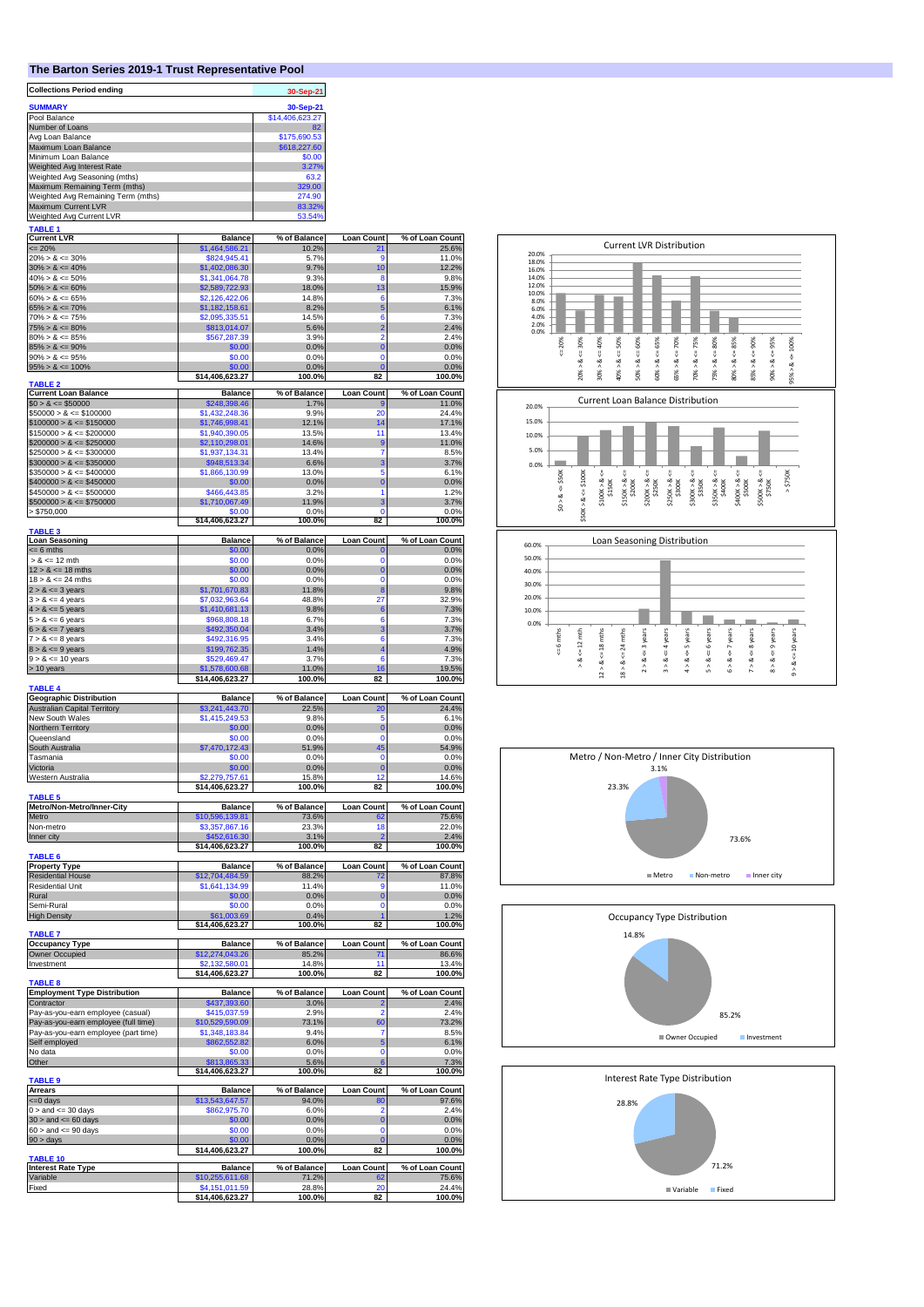# The Barton Series 2019-1 Trust Representative Pool

| Collections Period ending | 30-Sep-21 |
|---|---|

| SUMMARY | 30-Sep-21 |
|---|---|
| Pool Balance | $14,406,623.27 |
| Number of Loans | 82 |
| Avg Loan Balance | $175,690.53 |
| Maximum Loan Balance | $618,227.60 |
| Minimum Loan Balance | $0.00 |
| Weighted Avg Interest Rate | 3.27% |
| Weighted Avg Seasoning (mths) | 63.2 |
| Maximum Remaining Term (mths) | 329.00 |
| Weighted Avg Remaining Term (mths) | 274.90 |
| Maximum Current LVR | 83.32% |
| Weighted Avg Current LVR | 53.54% |

TABLE 1

| Current LVR | Balance | % of Balance | Loan Count | % of Loan Count |
|---|---|---|---|---|
| <= 20% | $1,464,586.21 | 10.2% | 21 | 25.6% |
| 20% > & <= 30% | $824,945.41 | 5.7% | 9 | 11.0% |
| 30% > & <= 40% | $1,402,086.30 | 9.7% | 10 | 12.2% |
| 40% > & <= 50% | $1,341,064.78 | 9.3% | 8 | 9.8% |
| 50% > & <= 60% | $2,589,722.93 | 18.0% | 13 | 15.9% |
| 60% > & <= 65% | $2,126,422.06 | 14.8% | 6 | 7.3% |
| 65% > & <= 70% | $1,182,158.61 | 8.2% | 5 | 6.1% |
| 70% > & <= 75% | $2,095,335.51 | 14.5% | 6 | 7.3% |
| 75% > & <= 80% | $813,014.07 | 5.6% | 2 | 2.4% |
| 80% > & <= 85% | $567,287.39 | 3.9% | 2 | 2.4% |
| 85% > & <= 90% | $0.00 | 0.0% | 0 | 0.0% |
| 90% > & <= 95% | $0.00 | 0.0% | 0 | 0.0% |
| 95% > & <= 100% | $0.00 | 0.0% | 0 | 0.0% |
| | $14,406,623.27 | 100.0% | 82 | 100.0% |

TABLE 2

| Current Loan Balance | Balance | % of Balance | Loan Count | % of Loan Count |
|---|---|---|---|---|
| $0 > & <= $50000 | $248,398.46 | 1.7% | 9 | 11.0% |
| $50000 > & <= $100000 | $1,432,248.36 | 9.9% | 20 | 24.4% |
| $100000 > & <= $150000 | $1,746,998.41 | 12.1% | 14 | 17.1% |
| $150000 > & <= $200000 | $1,940,390.05 | 13.5% | 11 | 13.4% |
| $200000 > & <= $250000 | $2,110,298.01 | 14.6% | 9 | 11.0% |
| $250000 > & <= $300000 | $1,937,134.31 | 13.4% | 7 | 8.5% |
| $300000 > & <= $350000 | $948,513.34 | 6.6% | 3 | 3.7% |
| $350000 > & <= $400000 | $1,866,130.99 | 13.0% | 5 | 6.1% |
| $400000 > & <= $450000 | $0.00 | 0.0% | 0 | 0.0% |
| $450000 > & <= $500000 | $466,443.85 | 3.2% | 1 | 1.2% |
| $500000 > & <= $750000 | $1,710,067.49 | 11.9% | 3 | 3.7% |
| > $750,000 | $0.00 | 0.0% | 0 | 0.0% |
| | $14,406,623.27 | 100.0% | 82 | 100.0% |

TABLE 3

| Loan Seasoning | Balance | % of Balance | Loan Count | % of Loan Count |
|---|---|---|---|---|
| <= 6 mths | $0.00 | 0.0% | 0 | 0.0% |
| > & <= 12 mth | $0.00 | 0.0% | 0 | 0.0% |
| 12 > & <= 18 mths | $0.00 | 0.0% | 0 | 0.0% |
| 18 > & <= 24 mths | $0.00 | 0.0% | 0 | 0.0% |
| 2 > & <= 3 years | $1,701,670.83 | 11.8% | 8 | 9.8% |
| 3 > & <= 4 years | $7,032,963.64 | 48.8% | 27 | 32.9% |
| 4 > & <= 5 years | $1,410,681.13 | 9.8% | 6 | 7.3% |
| 5 > & <= 6 years | $968,808.18 | 6.7% | 6 | 7.3% |
| 6 > & <= 7 years | $492,350.04 | 3.4% | 3 | 3.7% |
| 7 > & <= 8 years | $492,316.95 | 3.4% | 6 | 7.3% |
| 8 > & <= 9 years | $199,762.35 | 1.4% | 4 | 4.9% |
| 9 > & <= 10 years | $529,469.47 | 3.7% | 6 | 7.3% |
| > 10 years | $1,578,600.68 | 11.0% | 16 | 19.5% |
| | $14,406,623.27 | 100.0% | 82 | 100.0% |

TABLE 4

| Geographic Distribution | Balance | % of Balance | Loan Count | % of Loan Count |
|---|---|---|---|---|
| Australian Capital Territory | $3,241,443.70 | 22.5% | 20 | 24.4% |
| New South Wales | $1,415,249.53 | 9.8% | 5 | 6.1% |
| Northern Territory | $0.00 | 0.0% | 0 | 0.0% |
| Queensland | $0.00 | 0.0% | 0 | 0.0% |
| South Australia | $7,470,172.43 | 51.9% | 45 | 54.9% |
| Tasmania | $0.00 | 0.0% | 0 | 0.0% |
| Victoria | $0.00 | 0.0% | 0 | 0.0% |
| Western Australia | $2,279,757.61 | 15.8% | 12 | 14.6% |
| | $14,406,623.27 | 100.0% | 82 | 100.0% |

TABLE 5

| Metro/Non-Metro/Inner-City | Balance | % of Balance | Loan Count | % of Loan Count |
|---|---|---|---|---|
| Metro | $10,596,139.81 | 73.6% | 62 | 75.6% |
| Non-metro | $3,357,867.16 | 23.3% | 18 | 22.0% |
| Inner city | $452,616.30 | 3.1% | 2 | 2.4% |
| | $14,406,623.27 | 100.0% | 82 | 100.0% |

TABLE 6

| Property Type | Balance | % of Balance | Loan Count | % of Loan Count |
|---|---|---|---|---|
| Residential House | $12,704,484.59 | 88.2% | 72 | 87.8% |
| Residential Unit | $1,641,134.99 | 11.4% | 9 | 11.0% |
| Rural | $0.00 | 0.0% | 0 | 0.0% |
| Semi-Rural | $0.00 | 0.0% | 0 | 0.0% |
| High Density | $61,003.69 | 0.4% | 1 | 1.2% |
| | $14,406,623.27 | 100.0% | 82 | 100.0% |

TABLE 7

| Occupancy Type | Balance | % of Balance | Loan Count | % of Loan Count |
|---|---|---|---|---|
| Owner Occupied | $12,274,043.26 | 85.2% | 71 | 86.6% |
| Investment | $2,132,580.01 | 14.8% | 11 | 13.4% |
| | $14,406,623.27 | 100.0% | 82 | 100.0% |

TABLE 8

| Employment Type Distribution | Balance | % of Balance | Loan Count | % of Loan Count |
|---|---|---|---|---|
| Contractor | $437,393.60 | 3.0% | 2 | 2.4% |
| Pay-as-you-earn employee (casual) | $415,037.59 | 2.9% | 2 | 2.4% |
| Pay-as-you-earn employee (full time) | $10,529,590.09 | 73.1% | 60 | 73.2% |
| Pay-as-you-earn employee (part time) | $1,348,183.84 | 9.4% | 7 | 8.5% |
| Self employed | $862,552.82 | 6.0% | 5 | 6.1% |
| No data | $0.00 | 0.0% | 0 | 0.0% |
| Other | $813,865.33 | 5.6% | 6 | 7.3% |
| | $14,406,623.27 | 100.0% | 82 | 100.0% |

TABLE 9

| Arrears | Balance | % of Balance | Loan Count | % of Loan Count |
|---|---|---|---|---|
| <=0 days | $13,543,647.57 | 94.0% | 80 | 97.6% |
| 0 > and <= 30 days | $862,975.70 | 6.0% | 2 | 2.4% |
| 30 > and <= 60 days | $0.00 | 0.0% | 0 | 0.0% |
| 60 > and <= 90 days | $0.00 | 0.0% | 0 | 0.0% |
| 90 > days | $0.00 | 0.0% | 0 | 0.0% |
| | $14,406,623.27 | 100.0% | 82 | 100.0% |

TABLE 10

| Interest Rate Type | Balance | % of Balance | Loan Count | % of Loan Count |
|---|---|---|---|---|
| Variable | $10,255,611.68 | 71.2% | 62 | 75.6% |
| Fixed | $4,151,011.59 | 28.8% | 20 | 24.4% |
| | $14,406,623.27 | 100.0% | 82 | 100.0% |

Current LVR Distribution

Current Loan Balance Distribution

Loan Seasoning Distribution

Metro / Non-Metro / Inner City Distribution
3.1%
23.3%
73.6%
Metro, Non-metro, Inner city

Occupancy Type Distribution
14.8%
85.2%
Owner Occupied, Investment

Interest Rate Type Distribution
28.8%
71.2%
Variable, Fixed